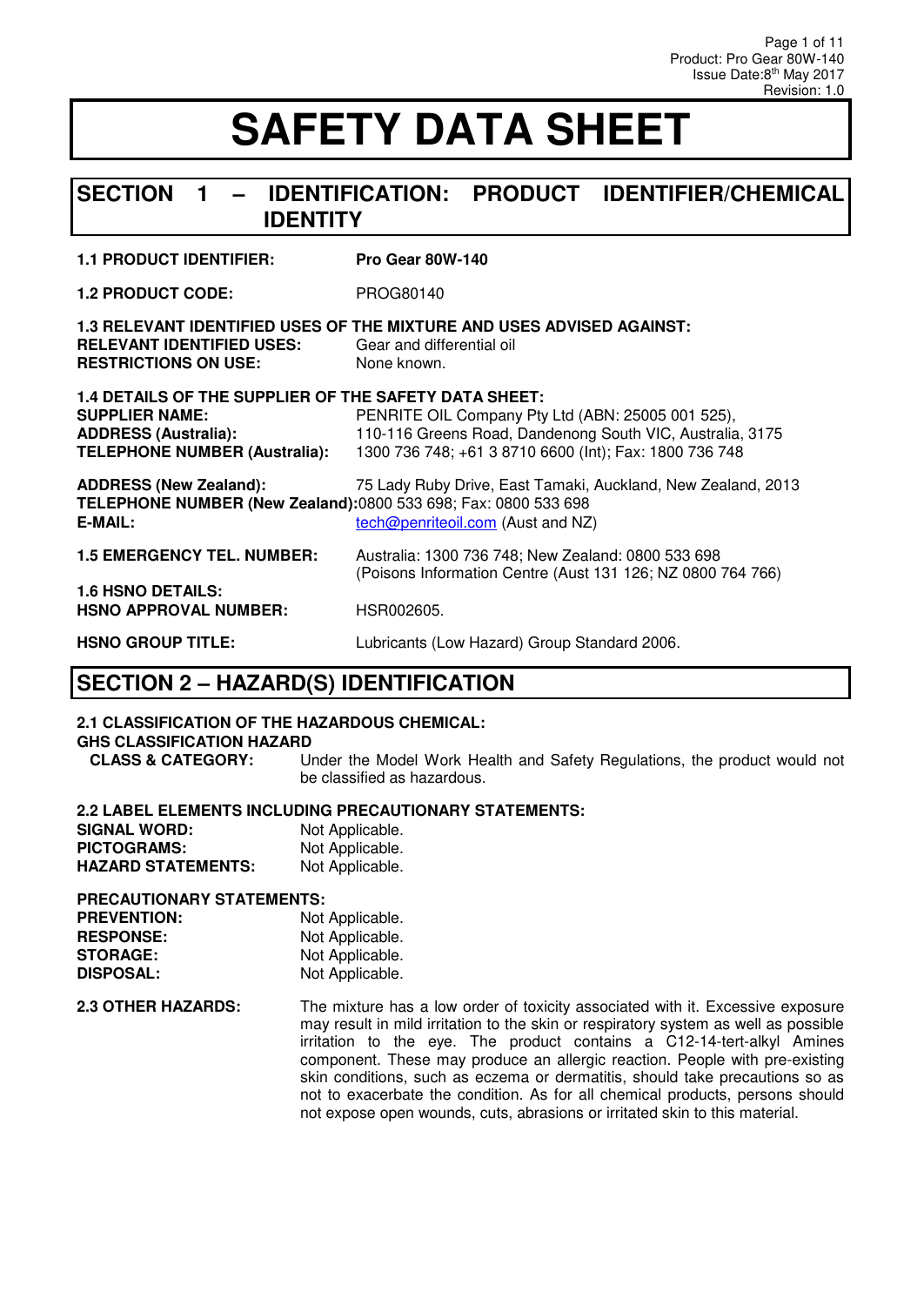# SAFETY DATA SHEET

## SECTION 1 – IDENTIFICATION: PRODUCT IDENTIFIER/CHEMICAL IDENTITY

**1.1 PRODUCT IDENTIFIER:** **Pro Gear 80W-140**

**1.2 PRODUCT CODE:** PROG80140

**1.3 RELEVANT IDENTIFIED USES OF THE MIXTURE AND USES ADVISED AGAINST:**
**RELEVANT IDENTIFIED USES:** Gear and differential oil
**RESTRICTIONS ON USE:** None known.

**1.4 DETAILS OF THE SUPPLIER OF THE SAFETY DATA SHEET:**
**SUPPLIER NAME:** PENRITE OIL Company Pty Ltd (ABN: 25005 001 525),
**ADDRESS (Australia):** 110-116 Greens Road, Dandenong South VIC, Australia, 3175
**TELEPHONE NUMBER (Australia):** 1300 736 748; +61 3 8710 6600 (Int); Fax: 1800 736 748

**ADDRESS (New Zealand):** 75 Lady Ruby Drive, East Tamaki, Auckland, New Zealand, 2013
**TELEPHONE NUMBER (New Zealand):** 0800 533 698; Fax: 0800 533 698
**E-MAIL:** tech@penriteoil.com (Aust and NZ)

**1.5 EMERGENCY TEL. NUMBER:** Australia: 1300 736 748; New Zealand: 0800 533 698 (Poisons Information Centre (Aust 131 126; NZ 0800 764 766)

**1.6 HSNO DETAILS:**
**HSNO APPROVAL NUMBER:** HSR002605.

**HSNO GROUP TITLE:** Lubricants (Low Hazard) Group Standard 2006.

## SECTION 2 – HAZARD(S) IDENTIFICATION

**2.1 CLASSIFICATION OF THE HAZARDOUS CHEMICAL:**
**GHS CLASSIFICATION HAZARD**
**CLASS & CATEGORY:** Under the Model Work Health and Safety Regulations, the product would not be classified as hazardous.

**2.2 LABEL ELEMENTS INCLUDING PRECAUTIONARY STATEMENTS:**
**SIGNAL WORD:** Not Applicable.
**PICTOGRAMS:** Not Applicable.
**HAZARD STATEMENTS:** Not Applicable.

**PRECAUTIONARY STATEMENTS:**
**PREVENTION:** Not Applicable.
**RESPONSE:** Not Applicable.
**STORAGE:** Not Applicable.
**DISPOSAL:** Not Applicable.

**2.3 OTHER HAZARDS:** The mixture has a low order of toxicity associated with it. Excessive exposure may result in mild irritation to the skin or respiratory system as well as possible irritation to the eye. The product contains a C12-14-tert-alkyl Amines component. These may produce an allergic reaction. People with pre-existing skin conditions, such as eczema or dermatitis, should take precautions so as not to exacerbate the condition. As for all chemical products, persons should not expose open wounds, cuts, abrasions or irritated skin to this material.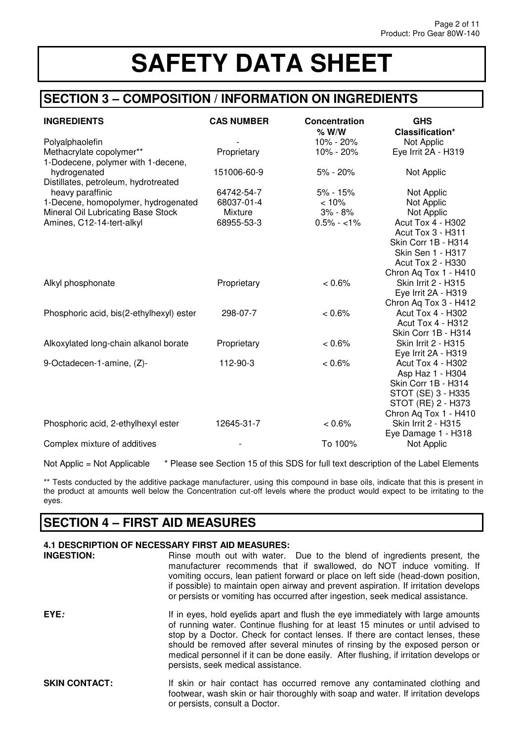# SAFETY DATA SHEET

## SECTION 3 – COMPOSITION / INFORMATION ON INGREDIENTS

| INGREDIENTS | CAS NUMBER | Concentration % W/W | GHS Classification* |
|---|---|---|---|
| Polyalphaolefin | - | 10% - 20% | Not Applic |
| Methacrylate copolymer** | Proprietary | 10% - 20% | Eye Irrit 2A - H319 |
| 1-Dodecene, polymer with 1-decene, hydrogenated | 151006-60-9 | 5% - 20% | Not Applic |
| Distillates, petroleum, hydrotreated heavy paraffinic | 64742-54-7 | 5% - 15% | Not Applic |
| 1-Decene, homopolymer, hydrogenated | 68037-01-4 | < 10% | Not Applic |
| Mineral Oil Lubricating Base Stock | Mixture | 3% - 8% | Not Applic |
| Amines, C12-14-tert-alkyl | 68955-53-3 | 0.5% - <1% | Acut Tox 4 - H302<br>Acut Tox 3 - H311<br>Skin Corr 1B - H314<br>Skin Sen 1 - H317<br>Acut Tox 2 - H330<br>Chron Aq Tox 1 - H410 |
| Alkyl phosphonate | Proprietary | < 0.6% | Skin Irrit 2 - H315<br>Eye Irrit 2A - H319<br>Chron Aq Tox 3 - H412 |
| Phosphoric acid, bis(2-ethylhexyl) ester | 298-07-7 | < 0.6% | Acut Tox 4 - H302<br>Acut Tox 4 - H312<br>Skin Corr 1B - H314 |
| Alkoxylated long-chain alkanol borate | Proprietary | < 0.6% | Skin Irrit 2 - H315<br>Eye Irrit 2A - H319 |
| 9-Octadecen-1-amine, (Z)- | 112-90-3 | < 0.6% | Acut Tox 4 - H302<br>Asp Haz 1 - H304<br>Skin Corr 1B - H314<br>STOT (SE) 3 - H335<br>STOT (RE) 2 - H373<br>Chron Aq Tox 1 - H410 |
| Phosphoric acid, 2-ethylhexyl ester | 12645-31-7 | < 0.6% | Skin Irrit 2 - H315<br>Eye Damage 1 - H318 |
| Complex mixture of additives | - | To 100% | Not Applic |

Not Applic = Not Applicable * Please see Section 15 of this SDS for full text description of the Label Elements

** Tests conducted by the additive package manufacturer, using this compound in base oils, indicate that this is present in the product at amounts well below the Concentration cut-off levels where the product would expect to be irritating to the eyes.

## SECTION 4 – FIRST AID MEASURES

### 4.1 DESCRIPTION OF NECESSARY FIRST AID MEASURES:

**INGESTION:** Rinse mouth out with water. Due to the blend of ingredients present, the manufacturer recommends that if swallowed, do NOT induce vomiting. If vomiting occurs, lean patient forward or place on left side (head-down position, if possible) to maintain open airway and prevent aspiration. If irritation develops or persists or vomiting has occurred after ingestion, seek medical assistance.

**EYE*:*** If in eyes, hold eyelids apart and flush the eye immediately with large amounts of running water. Continue flushing for at least 15 minutes or until advised to stop by a Doctor. Check for contact lenses. If there are contact lenses, these should be removed after several minutes of rinsing by the exposed person or medical personnel if it can be done easily. After flushing, if irritation develops or persists, seek medical assistance.

**SKIN CONTACT:** If skin or hair contact has occurred remove any contaminated clothing and footwear, wash skin or hair thoroughly with soap and water. If irritation develops or persists, consult a Doctor.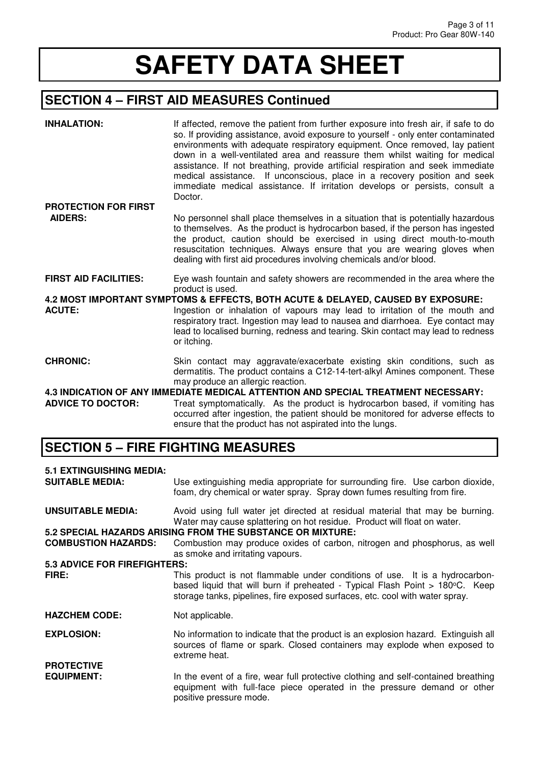# SAFETY DATA SHEET

## SECTION 4 – FIRST AID MEASURES Continued

**INHALATION:** If affected, remove the patient from further exposure into fresh air, if safe to do so. If providing assistance, avoid exposure to yourself - only enter contaminated environments with adequate respiratory equipment. Once removed, lay patient down in a well-ventilated area and reassure them whilst waiting for medical assistance. If not breathing, provide artificial respiration and seek immediate medical assistance. If unconscious, place in a recovery position and seek immediate medical assistance. If irritation develops or persists, consult a Doctor.

**PROTECTION FOR FIRST AIDERS:** No personnel shall place themselves in a situation that is potentially hazardous to themselves. As the product is hydrocarbon based, if the person has ingested the product, caution should be exercised in using direct mouth-to-mouth resuscitation techniques. Always ensure that you are wearing gloves when dealing with first aid procedures involving chemicals and/or blood.

**FIRST AID FACILITIES:** Eye wash fountain and safety showers are recommended in the area where the product is used.

**4.2 MOST IMPORTANT SYMPTOMS & EFFECTS, BOTH ACUTE & DELAYED, CAUSED BY EXPOSURE:**

**ACUTE:** Ingestion or inhalation of vapours may lead to irritation of the mouth and respiratory tract. Ingestion may lead to nausea and diarrhoea. Eye contact may lead to localised burning, redness and tearing. Skin contact may lead to redness or itching.

**CHRONIC:** Skin contact may aggravate/exacerbate existing skin conditions, such as dermatitis. The product contains a C12-14-tert-alkyl Amines component. These may produce an allergic reaction.

**4.3 INDICATION OF ANY IMMEDIATE MEDICAL ATTENTION AND SPECIAL TREATMENT NECESSARY:**

**ADVICE TO DOCTOR:** Treat symptomatically. As the product is hydrocarbon based, if vomiting has occurred after ingestion, the patient should be monitored for adverse effects to ensure that the product has not aspirated into the lungs.

## SECTION 5 – FIRE FIGHTING MEASURES

**5.1 EXTINGUISHING MEDIA:**

**SUITABLE MEDIA:** Use extinguishing media appropriate for surrounding fire. Use carbon dioxide, foam, dry chemical or water spray. Spray down fumes resulting from fire.

**UNSUITABLE MEDIA:** Avoid using full water jet directed at residual material that may be burning. Water may cause splattering on hot residue. Product will float on water.

**5.2 SPECIAL HAZARDS ARISING FROM THE SUBSTANCE OR MIXTURE:**

**COMBUSTION HAZARDS:** Combustion may produce oxides of carbon, nitrogen and phosphorus, as well as smoke and irritating vapours.

**5.3 ADVICE FOR FIREFIGHTERS:**

**FIRE:** This product is not flammable under conditions of use. It is a hydrocarbon-based liquid that will burn if preheated - Typical Flash Point > 180°C. Keep storage tanks, pipelines, fire exposed surfaces, etc. cool with water spray.

**HAZCHEM CODE:** Not applicable.

**EXPLOSION:** No information to indicate that the product is an explosion hazard. Extinguish all sources of flame or spark. Closed containers may explode when exposed to extreme heat.

**PROTECTIVE EQUIPMENT:** In the event of a fire, wear full protective clothing and self-contained breathing equipment with full-face piece operated in the pressure demand or other positive pressure mode.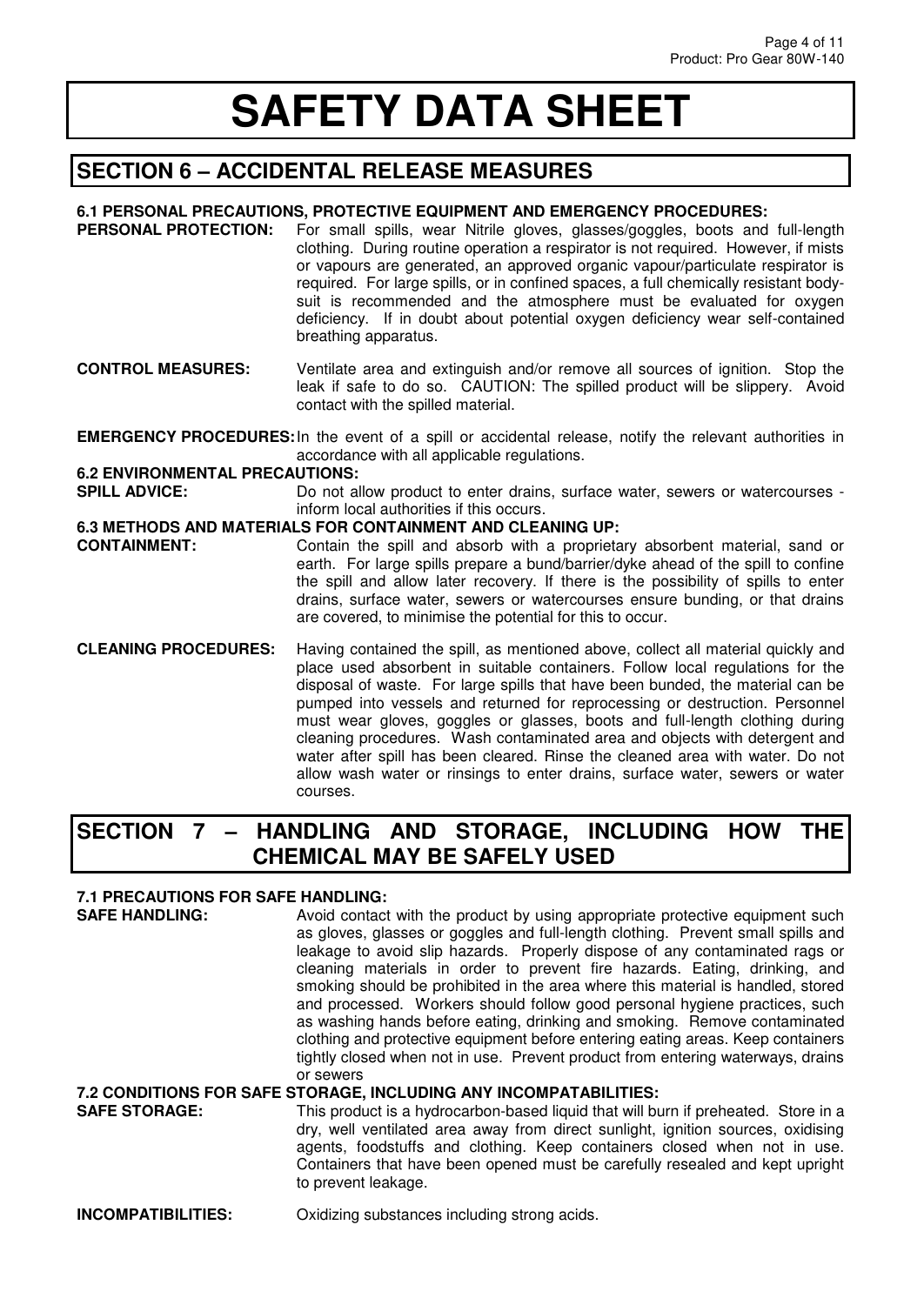# SAFETY DATA SHEET

## SECTION 6 – ACCIDENTAL RELEASE MEASURES

### 6.1 PERSONAL PRECAUTIONS, PROTECTIVE EQUIPMENT AND EMERGENCY PROCEDURES:

**PERSONAL PROTECTION:** For small spills, wear Nitrile gloves, glasses/goggles, boots and full-length clothing. During routine operation a respirator is not required. However, if mists or vapours are generated, an approved organic vapour/particulate respirator is required. For large spills, or in confined spaces, a full chemically resistant body-suit is recommended and the atmosphere must be evaluated for oxygen deficiency. If in doubt about potential oxygen deficiency wear self-contained breathing apparatus.

**CONTROL MEASURES:** Ventilate area and extinguish and/or remove all sources of ignition. Stop the leak if safe to do so. CAUTION: The spilled product will be slippery. Avoid contact with the spilled material.

**EMERGENCY PROCEDURES:** In the event of a spill or accidental release, notify the relevant authorities in accordance with all applicable regulations.

### 6.2 ENVIRONMENTAL PRECAUTIONS:

**SPILL ADVICE:** Do not allow product to enter drains, surface water, sewers or watercourses - inform local authorities if this occurs.

### 6.3 METHODS AND MATERIALS FOR CONTAINMENT AND CLEANING UP:

**CONTAINMENT:** Contain the spill and absorb with a proprietary absorbent material, sand or earth. For large spills prepare a bund/barrier/dyke ahead of the spill to confine the spill and allow later recovery. If there is the possibility of spills to enter drains, surface water, sewers or watercourses ensure bunding, or that drains are covered, to minimise the potential for this to occur.

**CLEANING PROCEDURES:** Having contained the spill, as mentioned above, collect all material quickly and place used absorbent in suitable containers. Follow local regulations for the disposal of waste. For large spills that have been bunded, the material can be pumped into vessels and returned for reprocessing or destruction. Personnel must wear gloves, goggles or glasses, boots and full-length clothing during cleaning procedures. Wash contaminated area and objects with detergent and water after spill has been cleared. Rinse the cleaned area with water. Do not allow wash water or rinsings to enter drains, surface water, sewers or water courses.

## SECTION 7 – HANDLING AND STORAGE, INCLUDING HOW THE CHEMICAL MAY BE SAFELY USED

### 7.1 PRECAUTIONS FOR SAFE HANDLING:

**SAFE HANDLING:** Avoid contact with the product by using appropriate protective equipment such as gloves, glasses or goggles and full-length clothing. Prevent small spills and leakage to avoid slip hazards. Properly dispose of any contaminated rags or cleaning materials in order to prevent fire hazards. Eating, drinking, and smoking should be prohibited in the area where this material is handled, stored and processed. Workers should follow good personal hygiene practices, such as washing hands before eating, drinking and smoking. Remove contaminated clothing and protective equipment before entering eating areas. Keep containers tightly closed when not in use. Prevent product from entering waterways, drains or sewers

### 7.2 CONDITIONS FOR SAFE STORAGE, INCLUDING ANY INCOMPATIBILITIES:

**SAFE STORAGE:** This product is a hydrocarbon-based liquid that will burn if preheated. Store in a dry, well ventilated area away from direct sunlight, ignition sources, oxidising agents, foodstuffs and clothing. Keep containers closed when not in use. Containers that have been opened must be carefully resealed and kept upright to prevent leakage.

**INCOMPATIBILITIES:** Oxidizing substances including strong acids.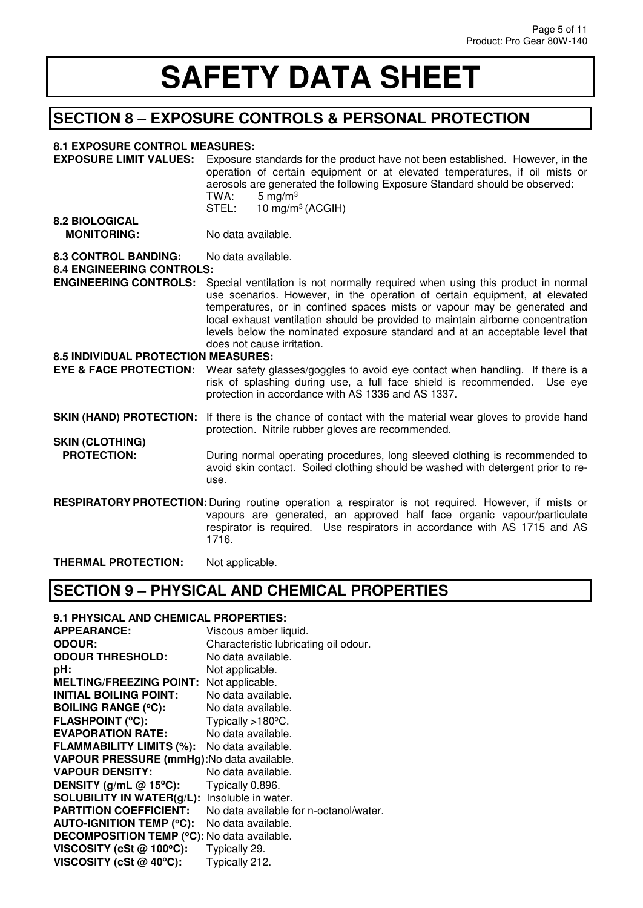# SAFETY DATA SHEET

## SECTION 8 – EXPOSURE CONTROLS & PERSONAL PROTECTION

**8.1 EXPOSURE CONTROL MEASURES:**

**EXPOSURE LIMIT VALUES:** Exposure standards for the product have not been established. However, in the operation of certain equipment or at elevated temperatures, if oil mists or aerosols are generated the following Exposure Standard should be observed:
TWA: 5 mg/m$^3$
STEL: 10 mg/m$^3$ (ACGIH)

**8.2 BIOLOGICAL MONITORING:** No data available.

**8.3 CONTROL BANDING:** No data available.

**8.4 ENGINEERING CONTROLS:**

**ENGINEERING CONTROLS:** Special ventilation is not normally required when using this product in normal use scenarios. However, in the operation of certain equipment, at elevated temperatures, or in confined spaces mists or vapour may be generated and local exhaust ventilation should be provided to maintain airborne concentration levels below the nominated exposure standard and at an acceptable level that does not cause irritation.

**8.5 INDIVIDUAL PROTECTION MEASURES:**

**EYE & FACE PROTECTION:** Wear safety glasses/goggles to avoid eye contact when handling. If there is a risk of splashing during use, a full face shield is recommended. Use eye protection in accordance with AS 1336 and AS 1337.

**SKIN (HAND) PROTECTION:** If there is the chance of contact with the material wear gloves to provide hand protection. Nitrile rubber gloves are recommended.

**SKIN (CLOTHING) PROTECTION:** During normal operating procedures, long sleeved clothing is recommended to avoid skin contact. Soiled clothing should be washed with detergent prior to re-use.

**RESPIRATORY PROTECTION:** During routine operation a respirator is not required. However, if mists or vapours are generated, an approved half face organic vapour/particulate respirator is required. Use respirators in accordance with AS 1715 and AS 1716.

**THERMAL PROTECTION:** Not applicable.

## SECTION 9 – PHYSICAL AND CHEMICAL PROPERTIES

**9.1 PHYSICAL AND CHEMICAL PROPERTIES:**

**APPEARANCE:** Viscous amber liquid.
**ODOUR:** Characteristic lubricating oil odour.
**ODOUR THRESHOLD:** No data available.
**pH:** Not applicable.
**MELTING/FREEZING POINT:** Not applicable.
**INITIAL BOILING POINT:** No data available.
**BOILING RANGE (ºC):** No data available.
**FLASHPOINT (ºC):** Typically >180ºC.
**EVAPORATION RATE:** No data available.
**FLAMMABILITY LIMITS (%):** No data available.
**VAPOUR PRESSURE (mmHg):** No data available.
**VAPOUR DENSITY:** No data available.
**DENSITY (g/mL @ 15ºC):** Typically 0.896.
**SOLUBILITY IN WATER(g/L):** Insoluble in water.
**PARTITION COEFFICIENT:** No data available for n-octanol/water.
**AUTO-IGNITION TEMP (ºC):** No data available.
**DECOMPOSITION TEMP (ºC):** No data available.
**VISCOSITY (cSt @ 100ºC):** Typically 29.
**VISCOSITY (cSt @ 40ºC):** Typically 212.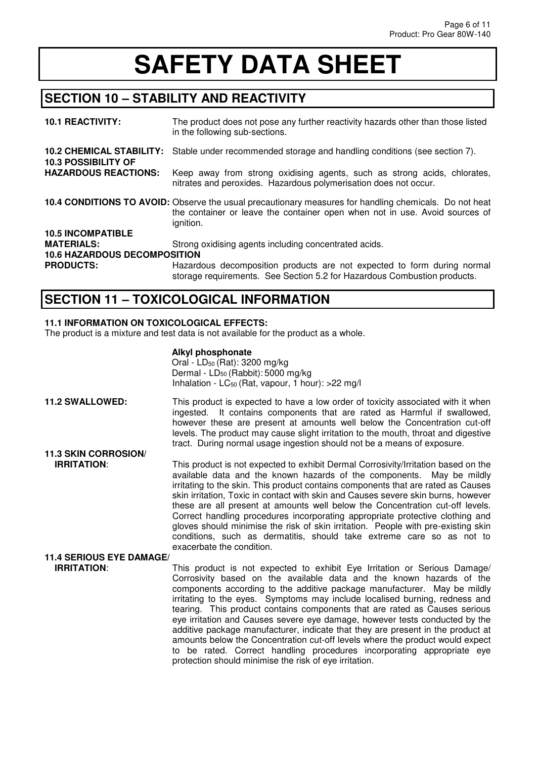# SAFETY DATA SHEET

## SECTION 10 – STABILITY AND REACTIVITY

**10.1 REACTIVITY:** The product does not pose any further reactivity hazards other than those listed in the following sub-sections.

**10.2 CHEMICAL STABILITY:** Stable under recommended storage and handling conditions (see section 7).

**10.3 POSSIBILITY OF HAZARDOUS REACTIONS:** Keep away from strong oxidising agents, such as strong acids, chlorates, nitrates and peroxides. Hazardous polymerisation does not occur.

**10.4 CONDITIONS TO AVOID:** Observe the usual precautionary measures for handling chemicals. Do not heat the container or leave the container open when not in use. Avoid sources of ignition.

**10.5 INCOMPATIBLE MATERIALS:** Strong oxidising agents including concentrated acids.

**10.6 HAZARDOUS DECOMPOSITION PRODUCTS:** Hazardous decomposition products are not expected to form during normal storage requirements. See Section 5.2 for Hazardous Combustion products.

## SECTION 11 – TOXICOLOGICAL INFORMATION

**11.1 INFORMATION ON TOXICOLOGICAL EFFECTS:**
The product is a mixture and test data is not available for the product as a whole.

**Alkyl phosphonate**
Oral - $LD_{50}$ (Rat): 3200 mg/kg
Dermal - $LD_{50}$ (Rabbit): 5000 mg/kg
Inhalation - $LC_{50}$ (Rat, vapour, 1 hour): >22 mg/l

**11.2 SWALLOWED:** This product is expected to have a low order of toxicity associated with it when ingested. It contains components that are rated as Harmful if swallowed, however these are present at amounts well below the Concentration cut-off levels. The product may cause slight irritation to the mouth, throat and digestive tract. During normal usage ingestion should not be a means of exposure.

**11.3 SKIN CORROSION/ IRRITATION**: This product is not expected to exhibit Dermal Corrosivity/Irritation based on the available data and the known hazards of the components. May be mildly irritating to the skin. This product contains components that are rated as Causes skin irritation, Toxic in contact with skin and Causes severe skin burns, however these are all present at amounts well below the Concentration cut-off levels. Correct handling procedures incorporating appropriate protective clothing and gloves should minimise the risk of skin irritation. People with pre-existing skin conditions, such as dermatitis, should take extreme care so as not to exacerbate the condition.

**11.4 SERIOUS EYE DAMAGE/ IRRITATION**: This product is not expected to exhibit Eye Irritation or Serious Damage/ Corrosivity based on the available data and the known hazards of the components according to the additive package manufacturer. May be mildly irritating to the eyes. Symptoms may include localised burning, redness and tearing. This product contains components that are rated as Causes serious eye irritation and Causes severe eye damage, however tests conducted by the additive package manufacturer, indicate that they are present in the product at amounts below the Concentration cut-off levels where the product would expect to be rated. Correct handling procedures incorporating appropriate eye protection should minimise the risk of eye irritation.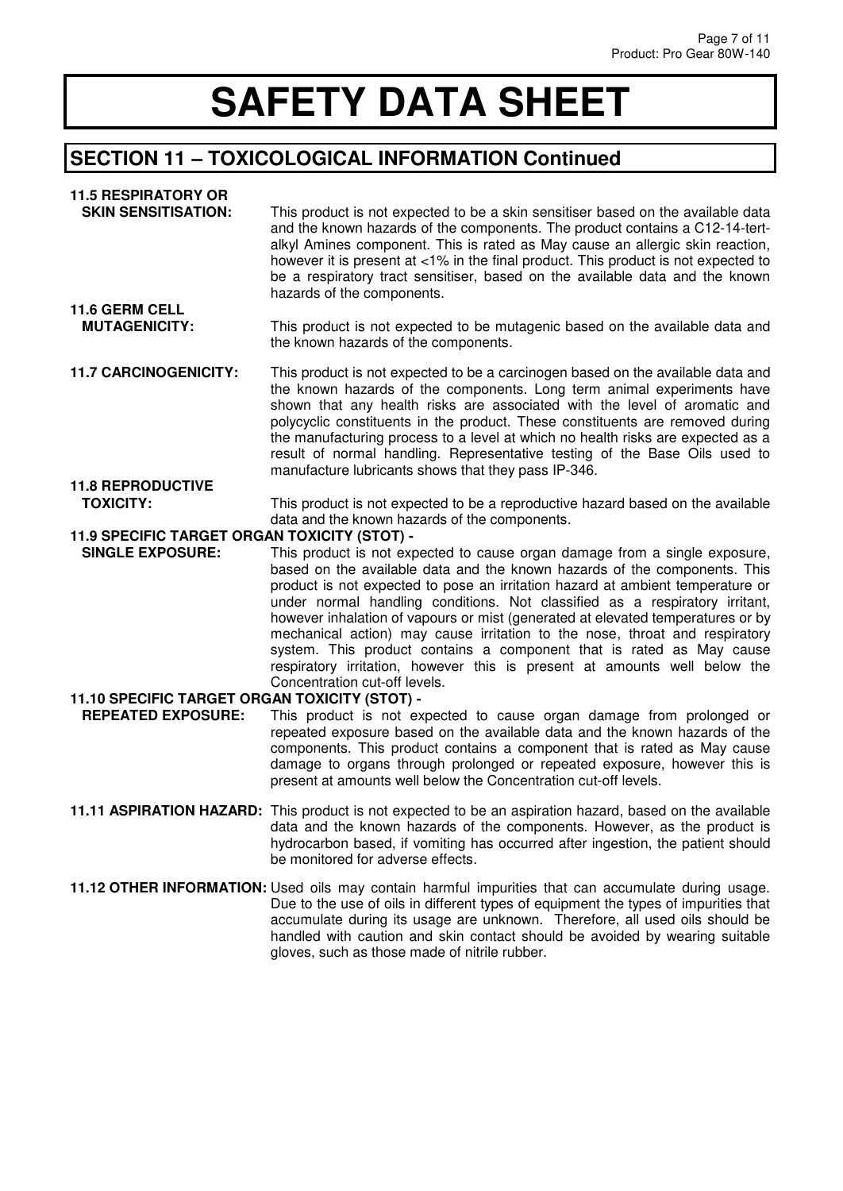# SAFETY DATA SHEET

## SECTION 11 – TOXICOLOGICAL INFORMATION Continued

**11.5 RESPIRATORY OR SKIN SENSITISATION:** This product is not expected to be a skin sensitiser based on the available data and the known hazards of the components. The product contains a C12-14-tert-alkyl Amines component. This is rated as May cause an allergic skin reaction, however it is present at <1% in the final product. This product is not expected to be a respiratory tract sensitiser, based on the available data and the known hazards of the components.

**11.6 GERM CELL MUTAGENICITY:** This product is not expected to be mutagenic based on the available data and the known hazards of the components.

**11.7 CARCINOGENICITY:** This product is not expected to be a carcinogen based on the available data and the known hazards of the components. Long term animal experiments have shown that any health risks are associated with the level of aromatic and polycyclic constituents in the product. These constituents are removed during the manufacturing process to a level at which no health risks are expected as a result of normal handling. Representative testing of the Base Oils used to manufacture lubricants shows that they pass IP-346.

**11.8 REPRODUCTIVE TOXICITY:** This product is not expected to be a reproductive hazard based on the available data and the known hazards of the components.

**11.9 SPECIFIC TARGET ORGAN TOXICITY (STOT) - SINGLE EXPOSURE:** This product is not expected to cause organ damage from a single exposure, based on the available data and the known hazards of the components. This product is not expected to pose an irritation hazard at ambient temperature or under normal handling conditions. Not classified as a respiratory irritant, however inhalation of vapours or mist (generated at elevated temperatures or by mechanical action) may cause irritation to the nose, throat and respiratory system. This product contains a component that is rated as May cause respiratory irritation, however this is present at amounts well below the Concentration cut-off levels.

**11.10 SPECIFIC TARGET ORGAN TOXICITY (STOT) - REPEATED EXPOSURE:** This product is not expected to cause organ damage from prolonged or repeated exposure based on the available data and the known hazards of the components. This product contains a component that is rated as May cause damage to organs through prolonged or repeated exposure, however this is present at amounts well below the Concentration cut-off levels.

**11.11 ASPIRATION HAZARD:** This product is not expected to be an aspiration hazard, based on the available data and the known hazards of the components. However, as the product is hydrocarbon based, if vomiting has occurred after ingestion, the patient should be monitored for adverse effects.

**11.12 OTHER INFORMATION:** Used oils may contain harmful impurities that can accumulate during usage. Due to the use of oils in different types of equipment the types of impurities that accumulate during its usage are unknown. Therefore, all used oils should be handled with caution and skin contact should be avoided by wearing suitable gloves, such as those made of nitrile rubber.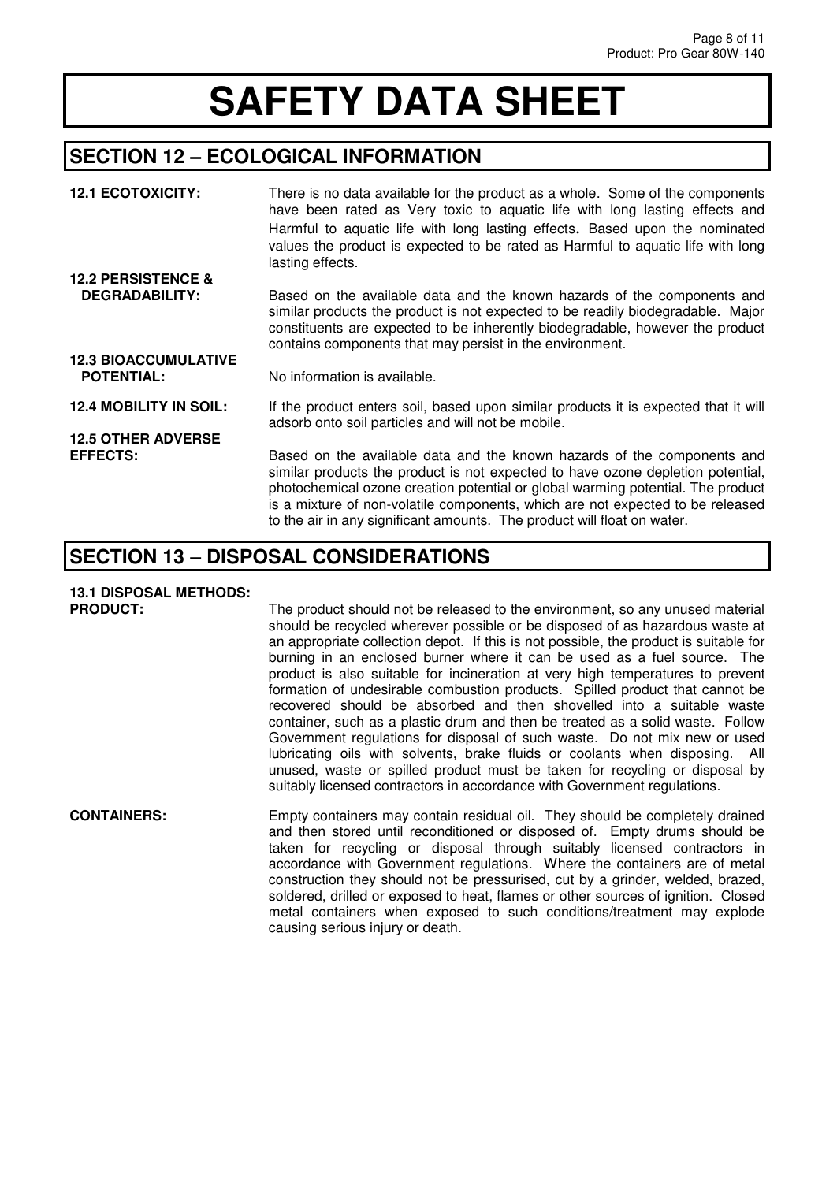# SAFETY DATA SHEET

## SECTION 12 – ECOLOGICAL INFORMATION

**12.1 ECOTOXICITY:** There is no data available for the product as a whole. Some of the components have been rated as Very toxic to aquatic life with long lasting effects and Harmful to aquatic life with long lasting effects**.** Based upon the nominated values the product is expected to be rated as Harmful to aquatic life with long lasting effects.

**12.2 PERSISTENCE & DEGRADABILITY:** Based on the available data and the known hazards of the components and similar products the product is not expected to be readily biodegradable. Major constituents are expected to be inherently biodegradable, however the product contains components that may persist in the environment.

**12.3 BIOACCUMULATIVE POTENTIAL:** No information is available.

**12.4 MOBILITY IN SOIL:** If the product enters soil, based upon similar products it is expected that it will adsorb onto soil particles and will not be mobile.

**12.5 OTHER ADVERSE EFFECTS:** Based on the available data and the known hazards of the components and similar products the product is not expected to have ozone depletion potential, photochemical ozone creation potential or global warming potential. The product is a mixture of non-volatile components, which are not expected to be released to the air in any significant amounts. The product will float on water.

## SECTION 13 – DISPOSAL CONSIDERATIONS

**13.1 DISPOSAL METHODS:**

**PRODUCT:** The product should not be released to the environment, so any unused material should be recycled wherever possible or be disposed of as hazardous waste at an appropriate collection depot. If this is not possible, the product is suitable for burning in an enclosed burner where it can be used as a fuel source. The product is also suitable for incineration at very high temperatures to prevent formation of undesirable combustion products. Spilled product that cannot be recovered should be absorbed and then shovelled into a suitable waste container, such as a plastic drum and then be treated as a solid waste. Follow Government regulations for disposal of such waste. Do not mix new or used lubricating oils with solvents, brake fluids or coolants when disposing. All unused, waste or spilled product must be taken for recycling or disposal by suitably licensed contractors in accordance with Government regulations.

**CONTAINERS:** Empty containers may contain residual oil. They should be completely drained and then stored until reconditioned or disposed of. Empty drums should be taken for recycling or disposal through suitably licensed contractors in accordance with Government regulations. Where the containers are of metal construction they should not be pressurised, cut by a grinder, welded, brazed, soldered, drilled or exposed to heat, flames or other sources of ignition. Closed metal containers when exposed to such conditions/treatment may explode causing serious injury or death.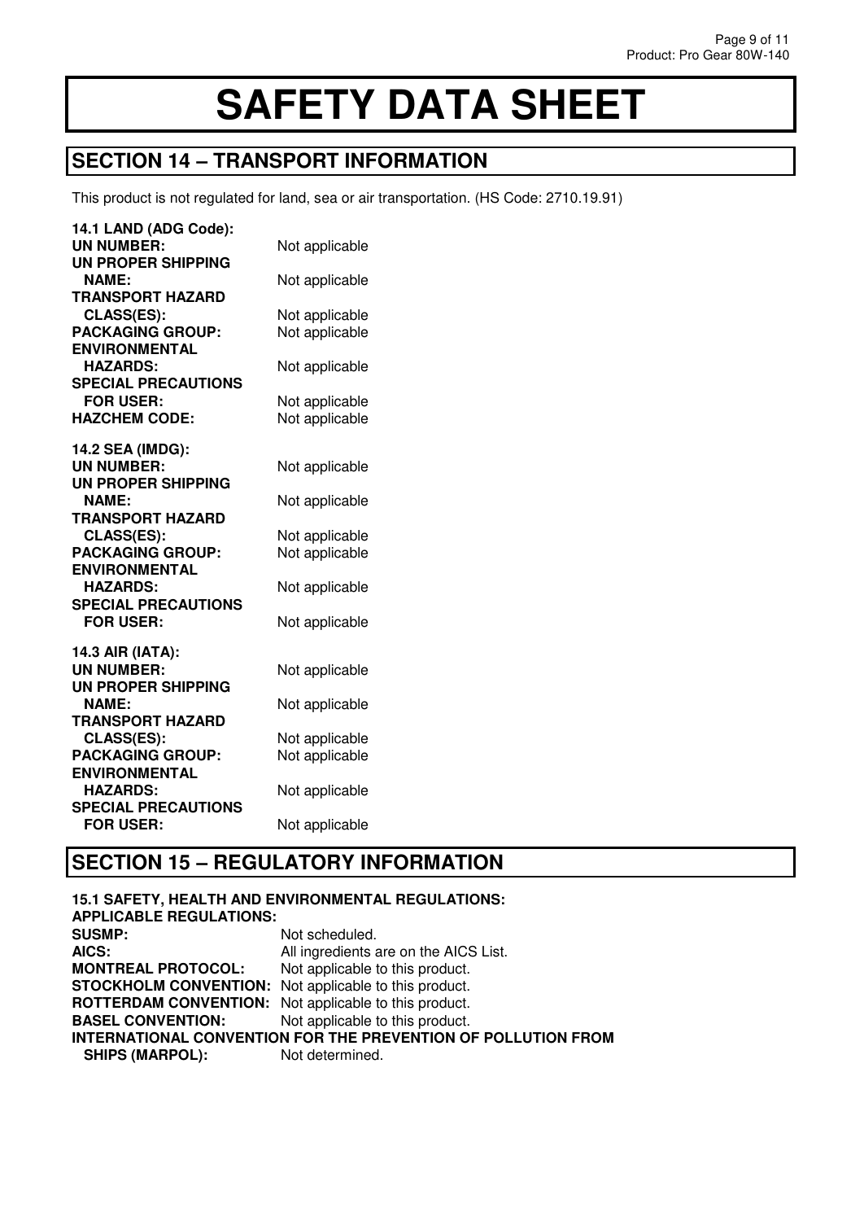# SAFETY DATA SHEET

## SECTION 14 – TRANSPORT INFORMATION

This product is not regulated for land, sea or air transportation. (HS Code: 2710.19.91)

**14.1 LAND (ADG Code):**

| | |
|---|---|
| **UN NUMBER:** | Not applicable |
| **UN PROPER SHIPPING NAME:** | Not applicable |
| **TRANSPORT HAZARD CLASS(ES):** | Not applicable |
| **PACKAGING GROUP:** | Not applicable |
| **ENVIRONMENTAL HAZARDS:** | Not applicable |
| **SPECIAL PRECAUTIONS FOR USER:** | Not applicable |
| **HAZCHEM CODE:** | Not applicable |

**14.2 SEA (IMDG):**

| | |
|---|---|
| **UN NUMBER:** | Not applicable |
| **UN PROPER SHIPPING NAME:** | Not applicable |
| **TRANSPORT HAZARD CLASS(ES):** | Not applicable |
| **PACKAGING GROUP:** | Not applicable |
| **ENVIRONMENTAL HAZARDS:** | Not applicable |
| **SPECIAL PRECAUTIONS FOR USER:** | Not applicable |

**14.3 AIR (IATA):**

| | |
|---|---|
| **UN NUMBER:** | Not applicable |
| **UN PROPER SHIPPING NAME:** | Not applicable |
| **TRANSPORT HAZARD CLASS(ES):** | Not applicable |
| **PACKAGING GROUP:** | Not applicable |
| **ENVIRONMENTAL HAZARDS:** | Not applicable |
| **SPECIAL PRECAUTIONS FOR USER:** | Not applicable |

## SECTION 15 – REGULATORY INFORMATION

**15.1 SAFETY, HEALTH AND ENVIRONMENTAL REGULATIONS:**

**APPLICABLE REGULATIONS:**

| | |
|---|---|
| **SUSMP:** | Not scheduled. |
| **AICS:** | All ingredients are on the AICS List. |
| **MONTREAL PROTOCOL:** | Not applicable to this product. |
| **STOCKHOLM CONVENTION:** | Not applicable to this product. |
| **ROTTERDAM CONVENTION:** | Not applicable to this product. |
| **BASEL CONVENTION:** | Not applicable to this product. |
| **INTERNATIONAL CONVENTION FOR THE PREVENTION OF POLLUTION FROM SHIPS (MARPOL):** | Not determined. |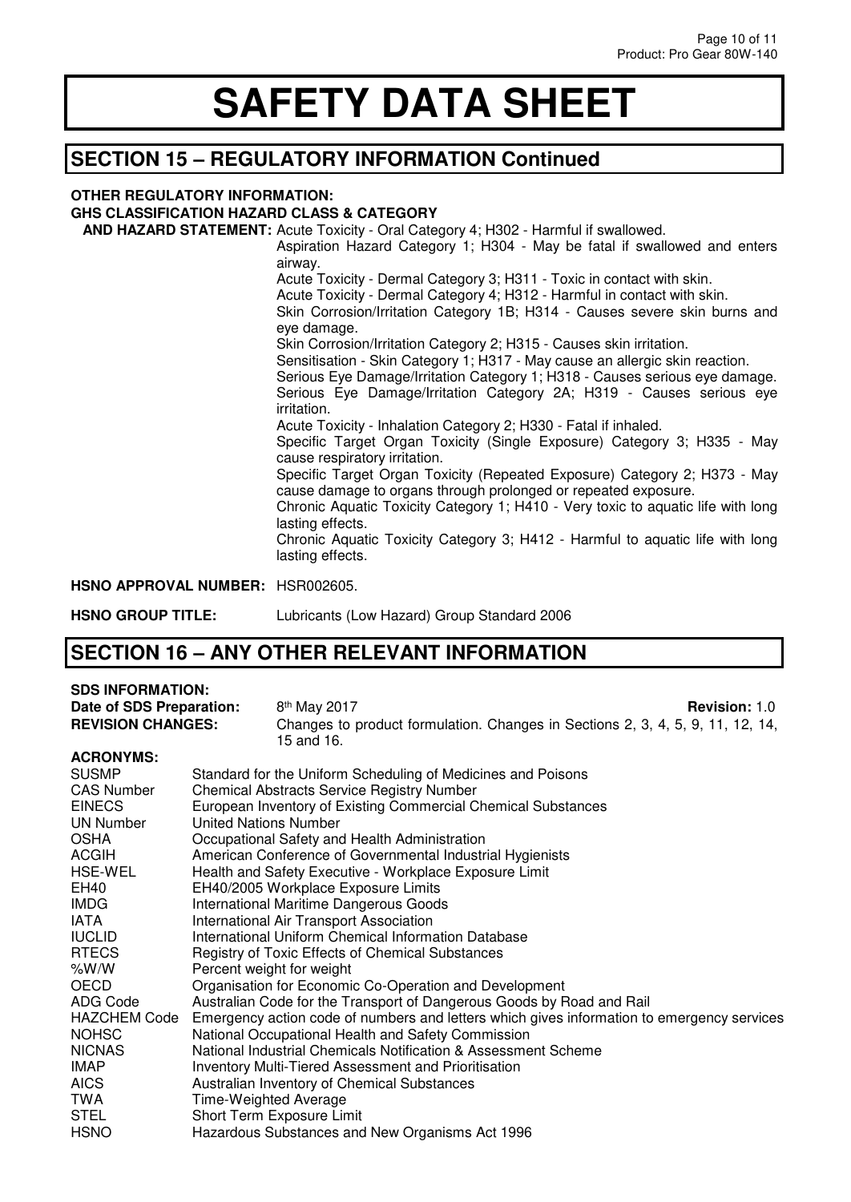# SAFETY DATA SHEET

## SECTION 15 – REGULATORY INFORMATION Continued

**OTHER REGULATORY INFORMATION:**

**GHS CLASSIFICATION HAZARD CLASS & CATEGORY AND HAZARD STATEMENT:**

Acute Toxicity - Oral Category 4; H302 - Harmful if swallowed.
Aspiration Hazard Category 1; H304 - May be fatal if swallowed and enters airway.
Acute Toxicity - Dermal Category 3; H311 - Toxic in contact with skin.
Acute Toxicity - Dermal Category 4; H312 - Harmful in contact with skin.
Skin Corrosion/Irritation Category 1B; H314 - Causes severe skin burns and eye damage.
Skin Corrosion/Irritation Category 2; H315 - Causes skin irritation.
Sensitisation - Skin Category 1; H317 - May cause an allergic skin reaction.
Serious Eye Damage/Irritation Category 1; H318 - Causes serious eye damage.
Serious Eye Damage/Irritation Category 2A; H319 - Causes serious eye irritation.
Acute Toxicity - Inhalation Category 2; H330 - Fatal if inhaled.
Specific Target Organ Toxicity (Single Exposure) Category 3; H335 - May cause respiratory irritation.
Specific Target Organ Toxicity (Repeated Exposure) Category 2; H373 - May cause damage to organs through prolonged or repeated exposure.
Chronic Aquatic Toxicity Category 1; H410 - Very toxic to aquatic life with long lasting effects.
Chronic Aquatic Toxicity Category 3; H412 - Harmful to aquatic life with long lasting effects.

**HSNO APPROVAL NUMBER:** HSR002605.

**HSNO GROUP TITLE:** Lubricants (Low Hazard) Group Standard 2006

## SECTION 16 – ANY OTHER RELEVANT INFORMATION

**SDS INFORMATION:**

**Date of SDS Preparation:** 8th May 2017 **Revision:** 1.0

**REVISION CHANGES:** Changes to product formulation. Changes in Sections 2, 3, 4, 5, 9, 11, 12, 14, 15 and 16.

**ACRONYMS:**

| | |
|---|---|
| SUSMP | Standard for the Uniform Scheduling of Medicines and Poisons |
| CAS Number | Chemical Abstracts Service Registry Number |
| EINECS | European Inventory of Existing Commercial Chemical Substances |
| UN Number | United Nations Number |
| OSHA | Occupational Safety and Health Administration |
| ACGIH | American Conference of Governmental Industrial Hygienists |
| HSE-WEL | Health and Safety Executive - Workplace Exposure Limit |
| EH40 | EH40/2005 Workplace Exposure Limits |
| IMDG | International Maritime Dangerous Goods |
| IATA | International Air Transport Association |
| IUCLID | International Uniform Chemical Information Database |
| RTECS | Registry of Toxic Effects of Chemical Substances |
| %W/W | Percent weight for weight |
| OECD | Organisation for Economic Co-Operation and Development |
| ADG Code | Australian Code for the Transport of Dangerous Goods by Road and Rail |
| HAZCHEM Code | Emergency action code of numbers and letters which gives information to emergency services |
| NOHSC | National Occupational Health and Safety Commission |
| NICNAS | National Industrial Chemicals Notification & Assessment Scheme |
| IMAP | Inventory Multi-Tiered Assessment and Prioritisation |
| AICS | Australian Inventory of Chemical Substances |
| TWA | Time-Weighted Average |
| STEL | Short Term Exposure Limit |
| HSNO | Hazardous Substances and New Organisms Act 1996 |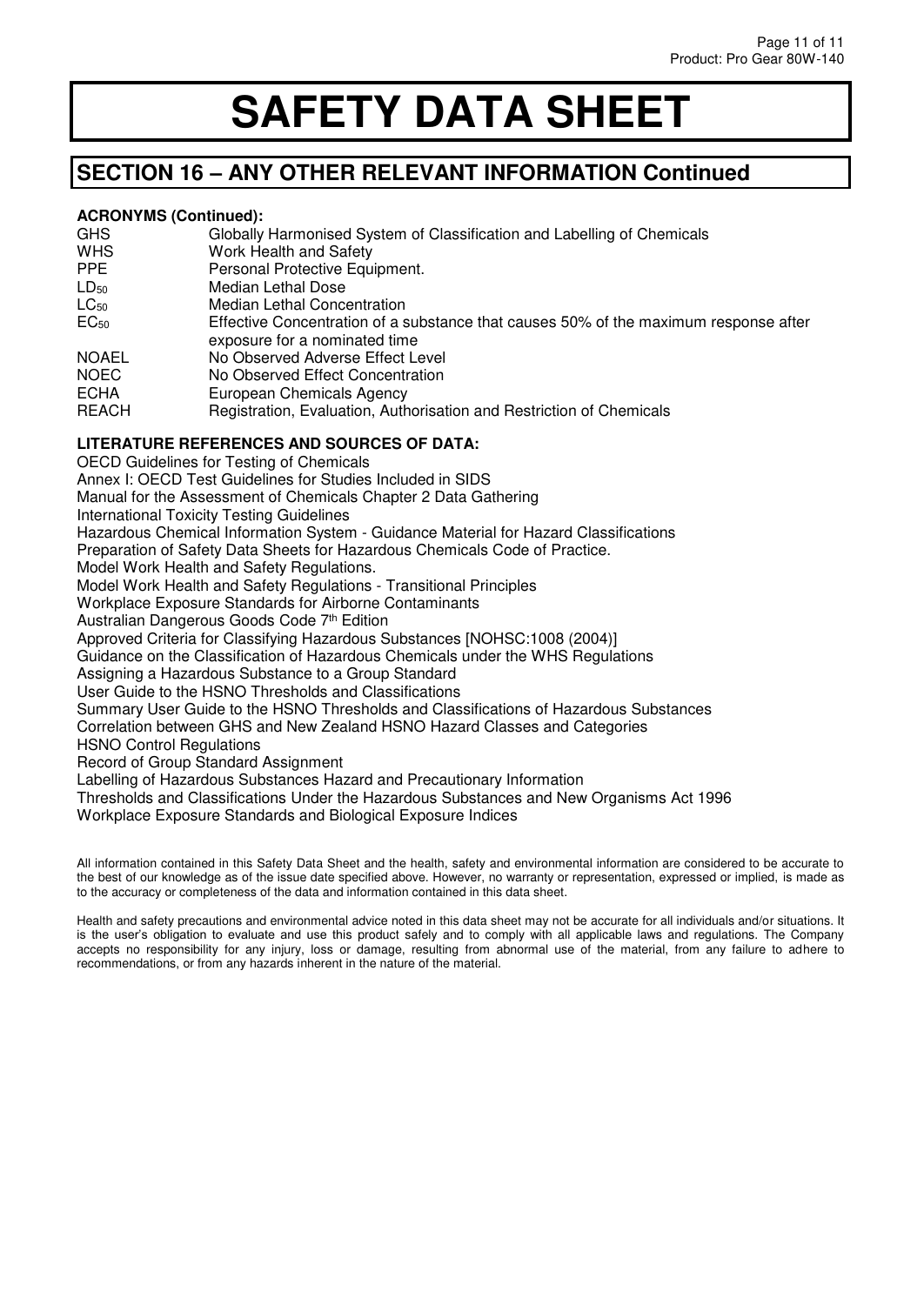# SAFETY DATA SHEET

## SECTION 16 – ANY OTHER RELEVANT INFORMATION Continued

**ACRONYMS (Continued):**

| | |
|---|---|
| GHS | Globally Harmonised System of Classification and Labelling of Chemicals |
| WHS | Work Health and Safety |
| PPE | Personal Protective Equipment. |
| $LD_{50}$ | Median Lethal Dose |
| $LC_{50}$ | Median Lethal Concentration |
| $EC_{50}$ | Effective Concentration of a substance that causes 50% of the maximum response after exposure for a nominated time |
| NOAEL | No Observed Adverse Effect Level |
| NOEC | No Observed Effect Concentration |
| ECHA | European Chemicals Agency |
| REACH | Registration, Evaluation, Authorisation and Restriction of Chemicals |

**LITERATURE REFERENCES AND SOURCES OF DATA:**

OECD Guidelines for Testing of Chemicals
Annex I: OECD Test Guidelines for Studies Included in SIDS
Manual for the Assessment of Chemicals Chapter 2 Data Gathering
International Toxicity Testing Guidelines
Hazardous Chemical Information System - Guidance Material for Hazard Classifications
Preparation of Safety Data Sheets for Hazardous Chemicals Code of Practice.
Model Work Health and Safety Regulations.
Model Work Health and Safety Regulations - Transitional Principles
Workplace Exposure Standards for Airborne Contaminants
Australian Dangerous Goods Code 7th Edition
Approved Criteria for Classifying Hazardous Substances [NOHSC:1008 (2004)]
Guidance on the Classification of Hazardous Chemicals under the WHS Regulations
Assigning a Hazardous Substance to a Group Standard
User Guide to the HSNO Thresholds and Classifications
Summary User Guide to the HSNO Thresholds and Classifications of Hazardous Substances
Correlation between GHS and New Zealand HSNO Hazard Classes and Categories
HSNO Control Regulations
Record of Group Standard Assignment
Labelling of Hazardous Substances Hazard and Precautionary Information
Thresholds and Classifications Under the Hazardous Substances and New Organisms Act 1996
Workplace Exposure Standards and Biological Exposure Indices

All information contained in this Safety Data Sheet and the health, safety and environmental information are considered to be accurate to the best of our knowledge as of the issue date specified above. However, no warranty or representation, expressed or implied, is made as to the accuracy or completeness of the data and information contained in this data sheet.

Health and safety precautions and environmental advice noted in this data sheet may not be accurate for all individuals and/or situations. It is the user's obligation to evaluate and use this product safely and to comply with all applicable laws and regulations. The Company accepts no responsibility for any injury, loss or damage, resulting from abnormal use of the material, from any failure to adhere to recommendations, or from any hazards inherent in the nature of the material.